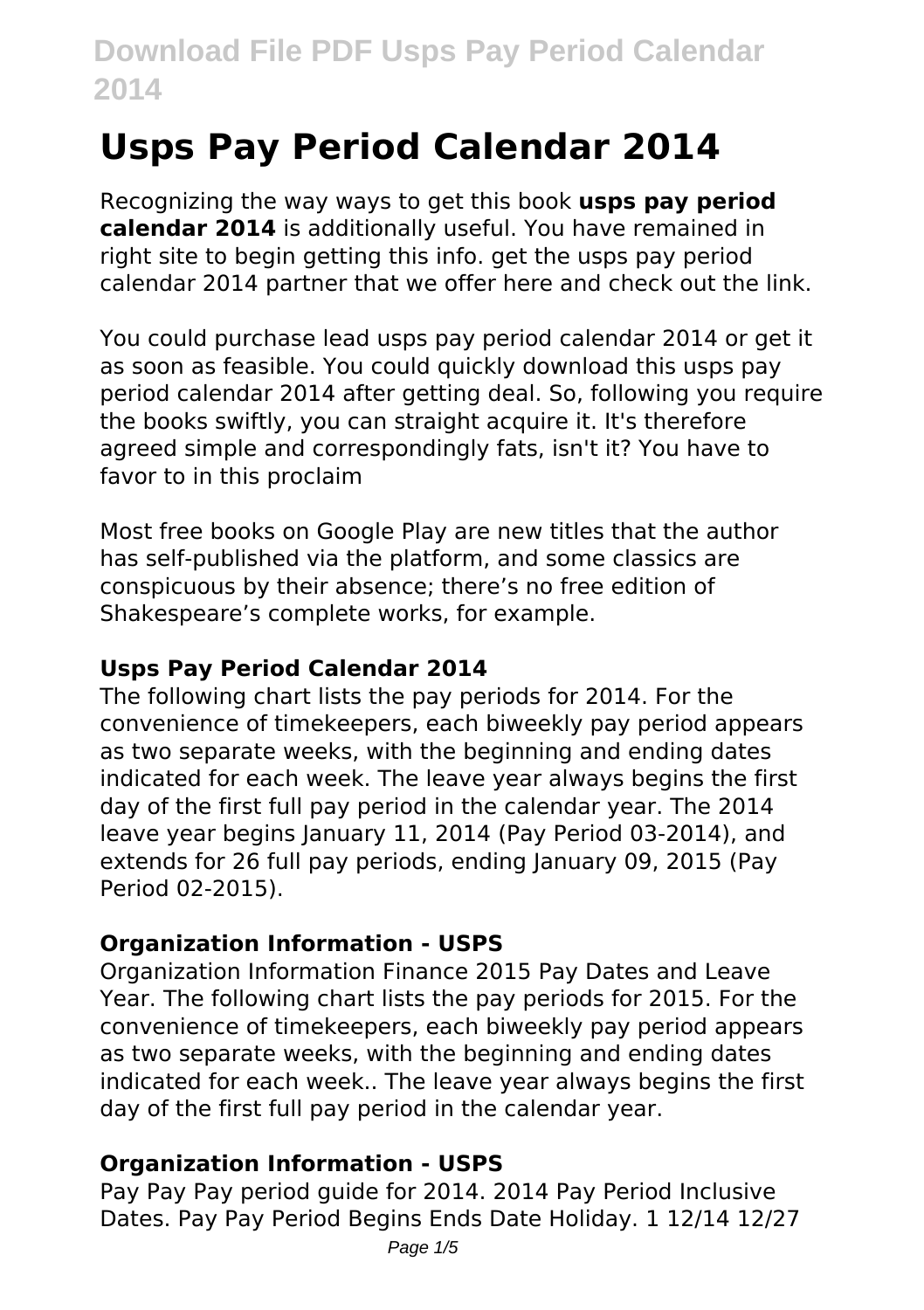# Usps Pay Period Calendar 2014

Recognizing the way ways to get this book **usps pay period calendar 2014** is additionally useful. You have remained in right site to begin getting this info. get the usps pay period calendar 2014 partner that we offer here and check out the link.

You could purchase lead usps pay period calendar 2014 or get it as soon as feasible. You could quickly download this usps pay period calendar 2014 after getting deal. So, following you require the books swiftly, you can straight acquire it. It's therefore agreed simple and correspondingly fats, isn't it? You have to favor to in this proclaim

Most free books on Google Play are new titles that the author has self-published via the platform, and some classics are conspicuous by their absence; there's no free edition of Shakespeare's complete works, for example.

### Usps Pay Period Calendar 2014

The following chart lists the pay periods for 2014. For the convenience of timekeepers, each biweekly pay period appears as two separate weeks, with the beginning and ending dates indicated for each week. The leave year always begins the first day of the first full pay period in the calendar year. The 2014 leave year begins January 11, 2014 (Pay Period 03-2014), and extends for 26 full pay periods, ending January 09, 2015 (Pay Period 02-2015).

### Organization Information - USPS

Organization Information Finance 2015 Pay Dates and Leave Year. The following chart lists the pay periods for 2015. For the convenience of timekeepers, each biweekly pay period appears as two separate weeks, with the beginning and ending dates indicated for each week.. The leave year always begins the first day of the first full pay period in the calendar year.

### Organization Information - USPS

Pay Pay Pay period guide for 2014. 2014 Pay Period Inclusive Dates. Pay Pay Period Begins Ends Date Holiday. 1 12/14 12/27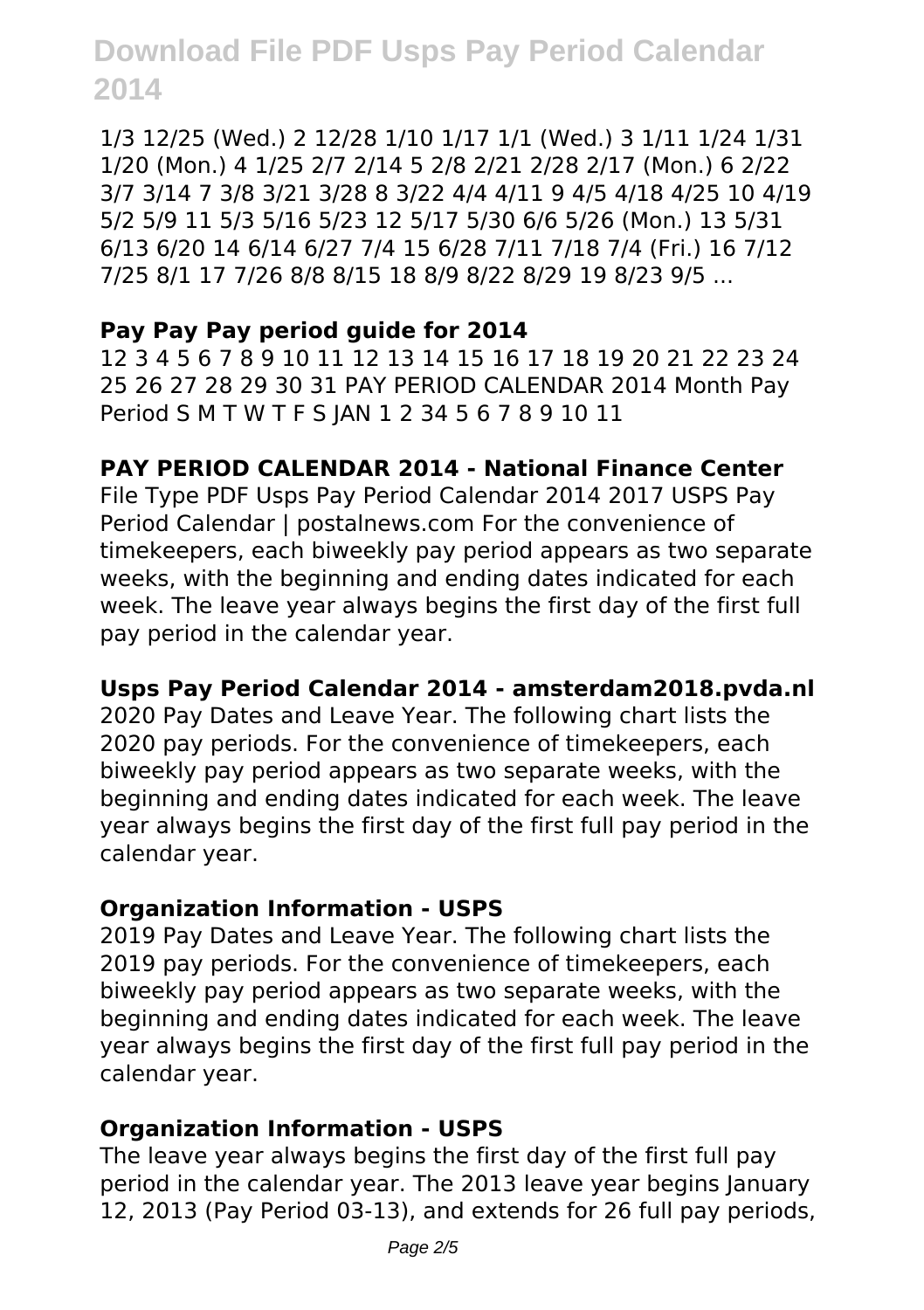1/3 12/25 (Wed.) 2 12/28 1/10 1/17 1/1 (Wed.) 3 1/11 1/24 1/31 1/20 (Mon.) 4 1/25 2/7 2/14 5 2/8 2/21 2/28 2/17 (Mon.) 6 2/22 3/7 3/14 7 3/8 3/21 3/28 8 3/22 4/4 4/11 9 4/5 4/18 4/25 10 4/19 5/2 5/9 11 5/3 5/16 5/23 12 5/17 5/30 6/6 5/26 (Mon.) 13 5/31 6/13 6/20 14 6/14 6/27 7/4 15 6/28 7/11 7/18 7/4 (Fri.) 16 7/12 7/25 8/1 17 7/26 8/8 8/15 18 8/9 8/22 8/29 19 8/23 9/5 ...

### Pay Pay Pay period guide for 2014

12 3 4 5 6 7 8 9 10 11 12 13 14 15 16 17 18 19 20 21 22 23 24 25 26 27 28 29 30 31 PAY PERIOD CALENDAR 2014 Month Pay Period S M T W T F S JAN 1 2 34 5 6 7 8 9 10 11

### PAY PERIOD CALENDAR 2014 - National Finance Center

File Type PDF Usps Pay Period Calendar 2014 2017 USPS Pay Period Calendar | postalnews.com For the convenience of timekeepers, each biweekly pay period appears as two separate weeks, with the beginning and ending dates indicated for each week. The leave year always begins the first day of the first full pay period in the calendar year.

### Usps Pay Period Calendar 2014 - amsterdam2018.pvda.nl

2020 Pay Dates and Leave Year. The following chart lists the 2020 pay periods. For the convenience of timekeepers, each biweekly pay period appears as two separate weeks, with the beginning and ending dates indicated for each week. The leave year always begins the first day of the first full pay period in the calendar year.

### Organization Information - USPS

2019 Pay Dates and Leave Year. The following chart lists the 2019 pay periods. For the convenience of timekeepers, each biweekly pay period appears as two separate weeks, with the beginning and ending dates indicated for each week. The leave year always begins the first day of the first full pay period in the calendar year.

### Organization Information - USPS

The leave year always begins the first day of the first full pay period in the calendar year. The 2013 leave year begins January 12, 2013 (Pay Period 03-13), and extends for 26 full pay periods,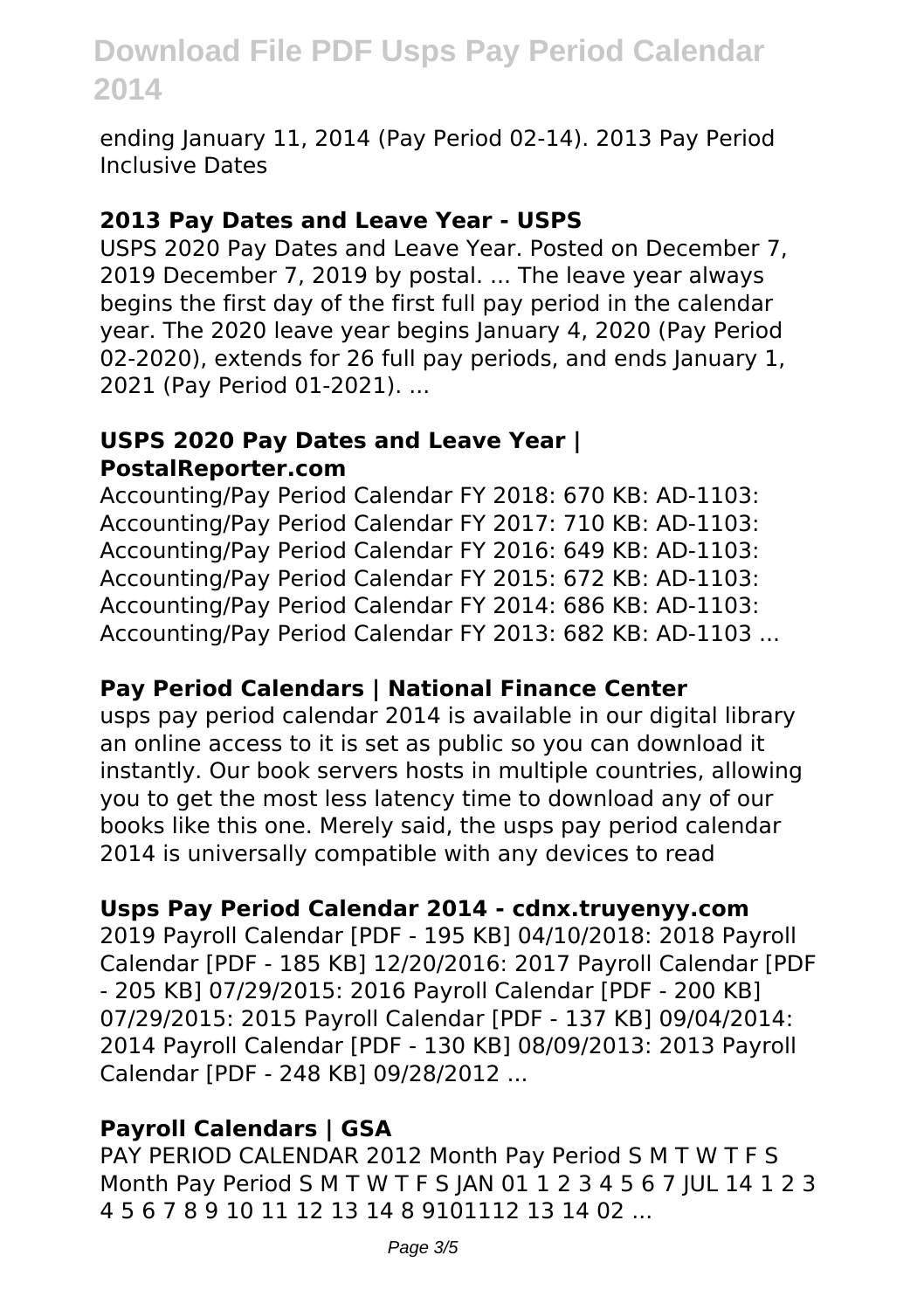ending January 11, 2014 (Pay Period 02-14). 2013 Pay Period Inclusive Dates

### 2013 Pay Dates and Leave Year - USPS

USPS 2020 Pay Dates and Leave Year. Posted on December 7, 2019 December 7, 2019 by postal. ... The leave year always begins the first day of the first full pay period in the calendar year. The 2020 leave year begins January 4, 2020 (Pay Period 02-2020), extends for 26 full pay periods, and ends January 1, 2021 (Pay Period 01-2021). ...

### USPS 2020 Pay Dates and Leave Year | PostalReporter.com

Accounting/Pay Period Calendar FY 2018: 670 KB: AD-1103: Accounting/Pay Period Calendar FY 2017: 710 KB: AD-1103: Accounting/Pay Period Calendar FY 2016: 649 KB: AD-1103: Accounting/Pay Period Calendar FY 2015: 672 KB: AD-1103: Accounting/Pay Period Calendar FY 2014: 686 KB: AD-1103: Accounting/Pay Period Calendar FY 2013: 682 KB: AD-1103 ...

### Pay Period Calendars | National Finance Center

usps pay period calendar 2014 is available in our digital library an online access to it is set as public so you can download it instantly. Our book servers hosts in multiple countries, allowing you to get the most less latency time to download any of our books like this one. Merely said, the usps pay period calendar 2014 is universally compatible with any devices to read

### Usps Pay Period Calendar 2014 - cdnx.truyenyy.com

2019 Payroll Calendar [PDF - 195 KB] 04/10/2018: 2018 Payroll Calendar [PDF - 185 KB] 12/20/2016: 2017 Payroll Calendar [PDF - 205 KB] 07/29/2015: 2016 Payroll Calendar [PDF - 200 KB] 07/29/2015: 2015 Payroll Calendar [PDF - 137 KB] 09/04/2014: 2014 Payroll Calendar [PDF - 130 KB] 08/09/2013: 2013 Payroll Calendar [PDF - 248 KB] 09/28/2012 ...

### Payroll Calendars | GSA

PAY PERIOD CALENDAR 2012 Month Pay Period S M T W T F S Month Pay Period S M T W T F S JAN 01 1 2 3 4 5 6 7 JUL 14 1 2 3 4 5 6 7 8 9 10 11 12 13 14 8 9101112 13 14 02 ...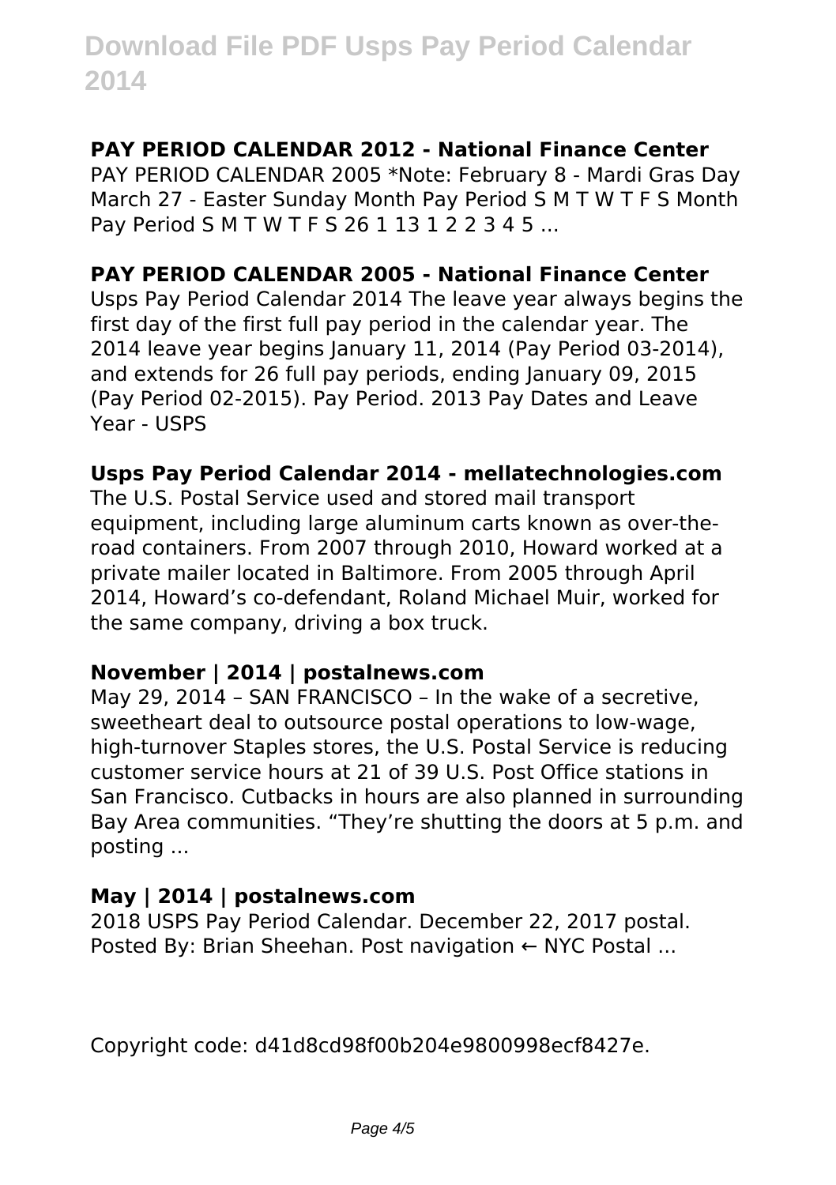**PAY PERIOD CALENDAR 2012 - National Finance Center**

PAY PERIOD CALENDAR 2005 *Note: February 8 - Mardi Gras Day March 27 - Easter Sunday Month Pay Period S M T W T F S Month Pay Period S M T W T F S 26 1 13 1 2 2 3 4 5 ...

**PAY PERIOD CALENDAR 2005 - National Finance Center**

Usps Pay Period Calendar 2014 The leave year always begins the first day of the first full pay period in the calendar year. The 2014 leave year begins January 11, 2014 (Pay Period 03-2014), and extends for 26 full pay periods, ending January 09, 2015 (Pay Period 02-2015). Pay Period. 2013 Pay Dates and Leave Year - USPS

**Usps Pay Period Calendar 2014 - mellatechnologies.com**

The U.S. Postal Service used and stored mail transport equipment, including large aluminum carts known as over-the-road containers. From 2007 through 2010, Howard worked at a private mailer located in Baltimore. From 2005 through April 2014, Howard's co-defendant, Roland Michael Muir, worked for the same company, driving a box truck.

**November | 2014 | postalnews.com**

May 29, 2014 – SAN FRANCISCO – In the wake of a secretive, sweetheart deal to outsource postal operations to low-wage, high-turnover Staples stores, the U.S. Postal Service is reducing customer service hours at 21 of 39 U.S. Post Office stations in San Francisco. Cutbacks in hours are also planned in surrounding Bay Area communities. "They're shutting the doors at 5 p.m. and posting ...

**May | 2014 | postalnews.com**

2018 USPS Pay Period Calendar. December 22, 2017 postal. Posted By: Brian Sheehan. Post navigation ← NYC Postal ...

Copyright code: d41d8cd98f00b204e9800998ecf8427e.